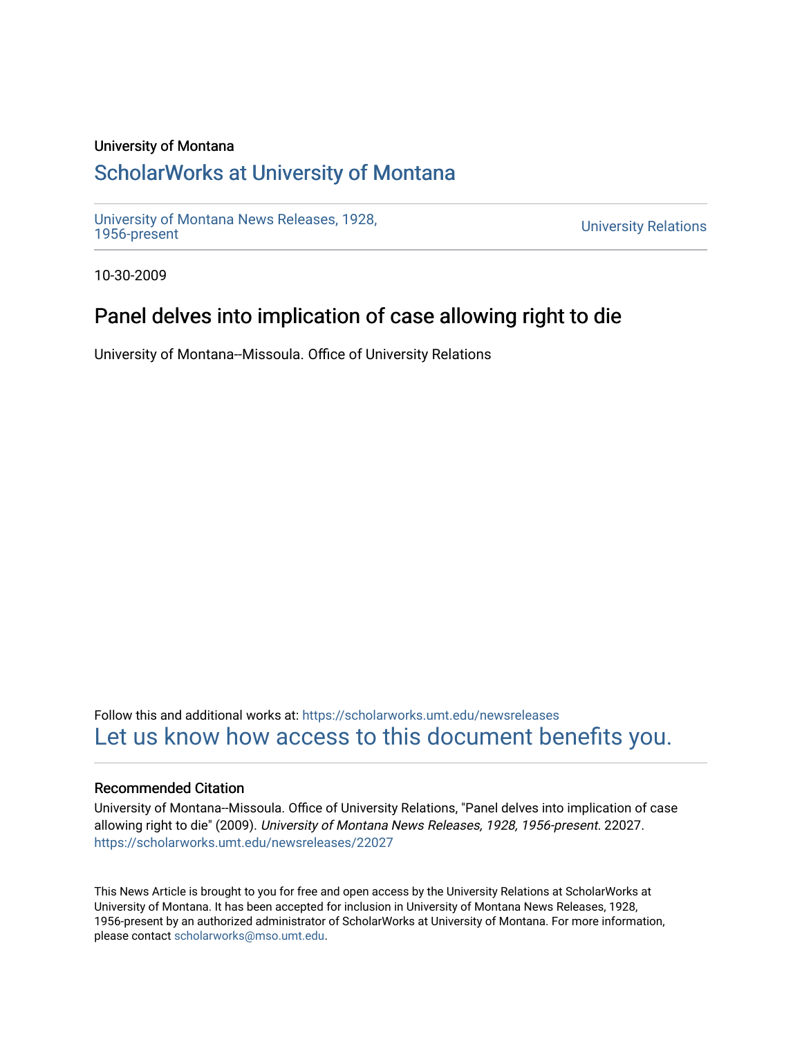University of Montana

## ScholarWorks at University of Montana

University of Montana News Releases, 1928, 1956-present

University Relations

10-30-2009

# Panel delves into implication of case allowing right to die

University of Montana--Missoula. Office of University Relations

Follow this and additional works at: https://scholarworks.umt.edu/newsreleases

Let us know how access to this document benefits you.

### Recommended Citation

University of Montana--Missoula. Office of University Relations, "Panel delves into implication of case allowing right to die" (2009). *University of Montana News Releases, 1928, 1956-present*. 22027.
https://scholarworks.umt.edu/newsreleases/22027

This News Article is brought to you for free and open access by the University Relations at ScholarWorks at University of Montana. It has been accepted for inclusion in University of Montana News Releases, 1928, 1956-present by an authorized administrator of ScholarWorks at University of Montana. For more information, please contact scholarworks@mso.umt.edu.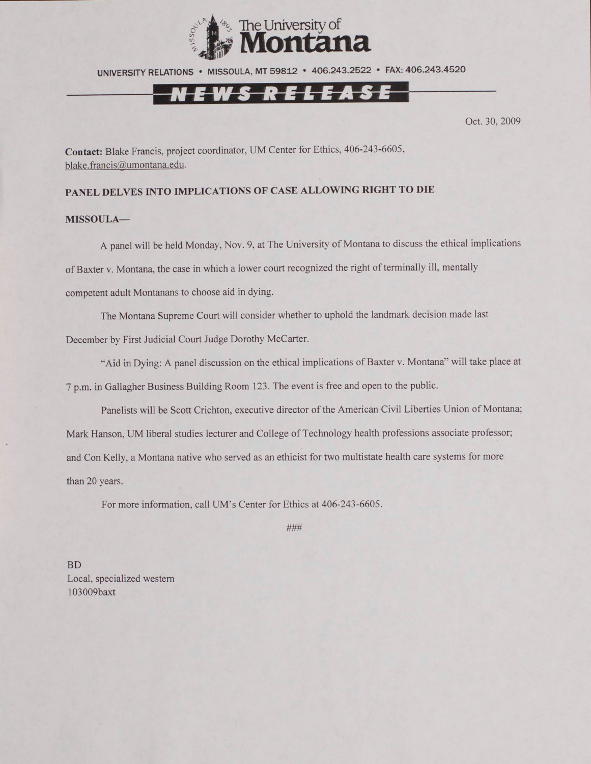The University of Montana

UNIVERSITY RELATIONS • MISSOULA, MT 59812 • 406.243.2522 • FAX: 406.243.4520

**NEWS RELEASE**

Oct. 30, 2009

**Contact:** Blake Francis, project coordinator, UM Center for Ethics, 406-243-6605, blake.francis@umontana.edu.

**PANEL DELVES INTO IMPLICATIONS OF CASE ALLOWING RIGHT TO DIE**

**MISSOULA—**

A panel will be held Monday, Nov. 9, at The University of Montana to discuss the ethical implications of Baxter v. Montana, the case in which a lower court recognized the right of terminally ill, mentally competent adult Montanans to choose aid in dying.

The Montana Supreme Court will consider whether to uphold the landmark decision made last December by First Judicial Court Judge Dorothy McCarter.

"Aid in Dying: A panel discussion on the ethical implications of Baxter v. Montana" will take place at 7 p.m. in Gallagher Business Building Room 123. The event is free and open to the public.

Panelists will be Scott Crichton, executive director of the American Civil Liberties Union of Montana; Mark Hanson, UM liberal studies lecturer and College of Technology health professions associate professor; and Con Kelly, a Montana native who served as an ethicist for two multistate health care systems for more than 20 years.

For more information, call UM's Center for Ethics at 406-243-6605.

###

BD
Local, specialized western
103009baxt